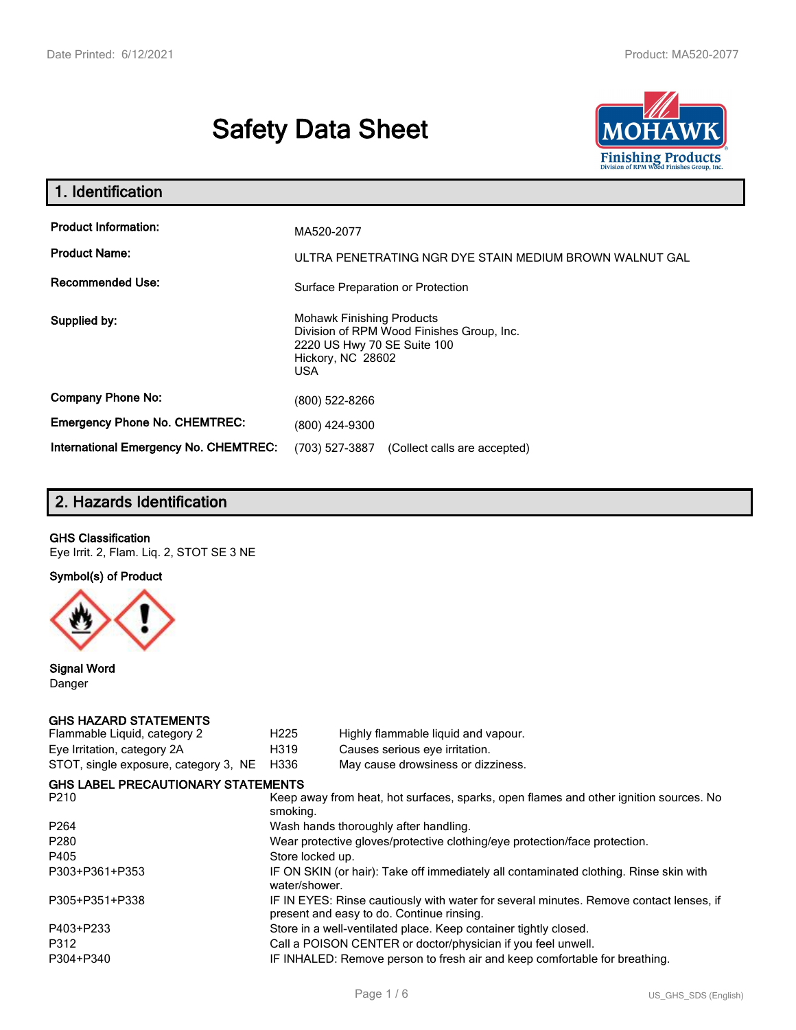# Safety Data Sheet

## 1. Identification

| | |
|---|---|
| **Product Information:** | MA520-2077 |
| **Product Name:** | ULTRA PENETRATING NGR DYE STAIN MEDIUM BROWN WALNUT GAL |
| **Recommended Use:** | Surface Preparation or Protection |
| **Supplied by:** | Mohawk Finishing Products<br>Division of RPM Wood Finishes Group, Inc.<br>2220 US Hwy 70 SE Suite 100<br>Hickory, NC 28602<br>USA |
| **Company Phone No:** | (800) 522-8266 |
| **Emergency Phone No. CHEMTREC:** | (800) 424-9300 |
| **International Emergency No. CHEMTREC:** | (703) 527-3887 (Collect calls are accepted) |

## 2. Hazards Identification

**GHS Classification**

Eye Irrit. 2, Flam. Liq. 2, STOT SE 3 NE

**Symbol(s) of Product**

**Signal Word**

Danger

**GHS HAZARD STATEMENTS**

| | | |
|---|---|---|
| Flammable Liquid, category 2 | H225 | Highly flammable liquid and vapour. |
| Eye Irritation, category 2A | H319 | Causes serious eye irritation. |
| STOT, single exposure, category 3, NE | H336 | May cause drowsiness or dizziness. |

**GHS LABEL PRECAUTIONARY STATEMENTS**

| | |
|---|---|
| P210 | Keep away from heat, hot surfaces, sparks, open flames and other ignition sources. No smoking. |
| P264 | Wash hands thoroughly after handling. |
| P280 | Wear protective gloves/protective clothing/eye protection/face protection. |
| P405 | Store locked up. |
| P303+P361+P353 | IF ON SKIN (or hair): Take off immediately all contaminated clothing. Rinse skin with water/shower. |
| P305+P351+P338 | IF IN EYES: Rinse cautiously with water for several minutes. Remove contact lenses, if present and easy to do. Continue rinsing. |
| P403+P233 | Store in a well-ventilated place. Keep container tightly closed. |
| P312 | Call a POISON CENTER or doctor/physician if you feel unwell. |
| P304+P340 | IF INHALED: Remove person to fresh air and keep comfortable for breathing. |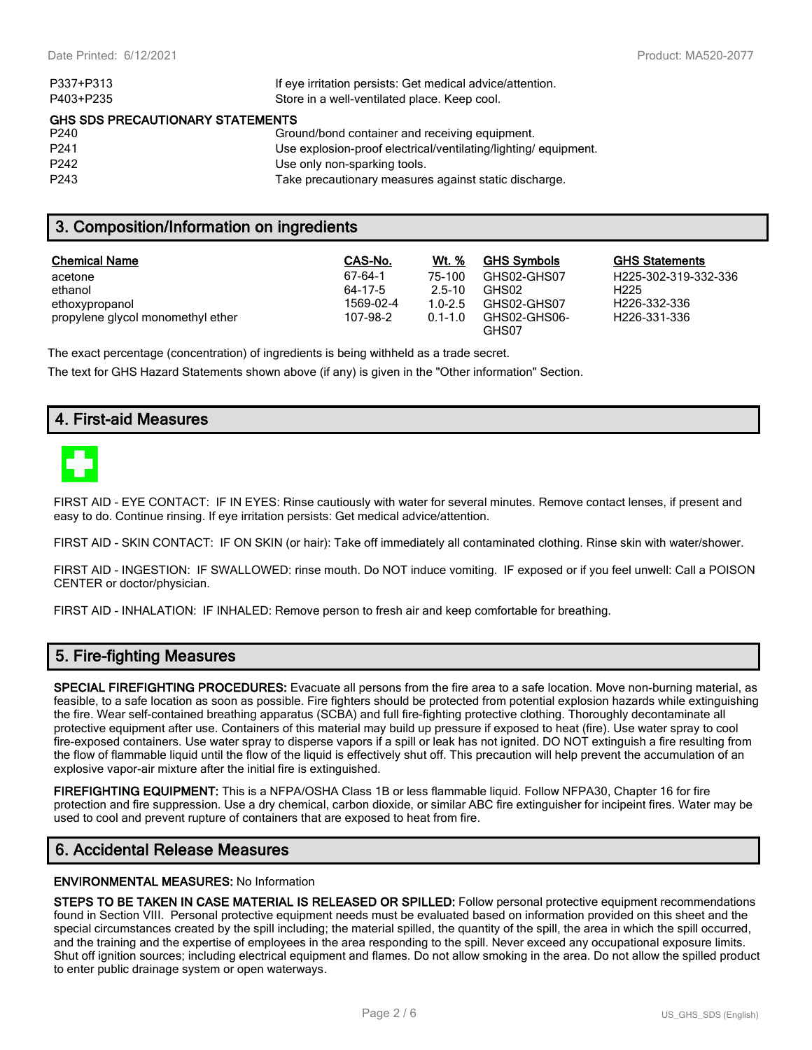| | |
|---|---|
| P337+P313 | If eye irritation persists: Get medical advice/attention. |
| P403+P235 | Store in a well-ventilated place. Keep cool. |

**GHS SDS PRECAUTIONARY STATEMENTS**

| | |
|---|---|
| P240 | Ground/bond container and receiving equipment. |
| P241 | Use explosion-proof electrical/ventilating/lighting/ equipment. |
| P242 | Use only non-sparking tools. |
| P243 | Take precautionary measures against static discharge. |

## 3. Composition/Information on ingredients

| Chemical Name | CAS-No. | Wt. % | GHS Symbols | GHS Statements |
|---|---|---|---|---|
| acetone | 67-64-1 | 75-100 | GHS02-GHS07 | H225-302-319-332-336 |
| ethanol | 64-17-5 | 2.5-10 | GHS02 | H225 |
| ethoxypropanol | 1569-02-4 | 1.0-2.5 | GHS02-GHS07 | H226-332-336 |
| propylene glycol monomethyl ether | 107-98-2 | 0.1-1.0 | GHS02-GHS06-GHS07 | H226-331-336 |

The exact percentage (concentration) of ingredients is being withheld as a trade secret.

The text for GHS Hazard Statements shown above (if any) is given in the "Other information" Section.

## 4. First-aid Measures

FIRST AID - EYE CONTACT: IF IN EYES: Rinse cautiously with water for several minutes. Remove contact lenses, if present and easy to do. Continue rinsing. If eye irritation persists: Get medical advice/attention.

FIRST AID - SKIN CONTACT: IF ON SKIN (or hair): Take off immediately all contaminated clothing. Rinse skin with water/shower.

FIRST AID - INGESTION: IF SWALLOWED: rinse mouth. Do NOT induce vomiting. IF exposed or if you feel unwell: Call a POISON CENTER or doctor/physician.

FIRST AID - INHALATION: IF INHALED: Remove person to fresh air and keep comfortable for breathing.

## 5. Fire-fighting Measures

**SPECIAL FIREFIGHTING PROCEDURES:** Evacuate all persons from the fire area to a safe location. Move non-burning material, as feasible, to a safe location as soon as possible. Fire fighters should be protected from potential explosion hazards while extinguishing the fire. Wear self-contained breathing apparatus (SCBA) and full fire-fighting protective clothing. Thoroughly decontaminate all protective equipment after use. Containers of this material may build up pressure if exposed to heat (fire). Use water spray to cool fire-exposed containers. Use water spray to disperse vapors if a spill or leak has not ignited. DO NOT extinguish a fire resulting from the flow of flammable liquid until the flow of the liquid is effectively shut off. This precaution will help prevent the accumulation of an explosive vapor-air mixture after the initial fire is extinguished.

**FIREFIGHTING EQUIPMENT:** This is a NFPA/OSHA Class 1B or less flammable liquid. Follow NFPA30, Chapter 16 for fire protection and fire suppression. Use a dry chemical, carbon dioxide, or similar ABC fire extinguisher for incipeint fires. Water may be used to cool and prevent rupture of containers that are exposed to heat from fire.

## 6. Accidental Release Measures

**ENVIRONMENTAL MEASURES:** No Information

**STEPS TO BE TAKEN IN CASE MATERIAL IS RELEASED OR SPILLED:** Follow personal protective equipment recommendations found in Section VIII. Personal protective equipment needs must be evaluated based on information provided on this sheet and the special circumstances created by the spill including; the material spilled, the quantity of the spill, the area in which the spill occurred, and the training and the expertise of employees in the area responding to the spill. Never exceed any occupational exposure limits. Shut off ignition sources; including electrical equipment and flames. Do not allow smoking in the area. Do not allow the spilled product to enter public drainage system or open waterways.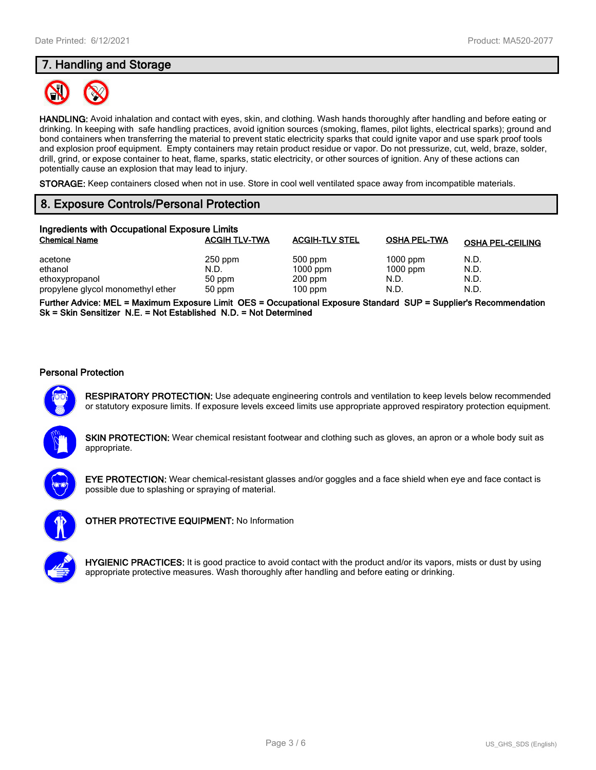## 7. Handling and Storage

**HANDLING:** Avoid inhalation and contact with eyes, skin, and clothing. Wash hands thoroughly after handling and before eating or drinking. In keeping with safe handling practices, avoid ignition sources (smoking, flames, pilot lights, electrical sparks); ground and bond containers when transferring the material to prevent static electricity sparks that could ignite vapor and use spark proof tools and explosion proof equipment. Empty containers may retain product residue or vapor. Do not pressurize, cut, weld, braze, solder, drill, grind, or expose container to heat, flame, sparks, static electricity, or other sources of ignition. Any of these actions can potentially cause an explosion that may lead to injury.

**STORAGE:** Keep containers closed when not in use. Store in cool well ventilated space away from incompatible materials.

## 8. Exposure Controls/Personal Protection

### Ingredients with Occupational Exposure Limits

| Chemical Name | ACGIH TLV-TWA | ACGIH-TLV STEL | OSHA PEL-TWA | OSHA PEL-CEILING |
|---|---|---|---|---|
| acetone | 250 ppm | 500 ppm | 1000 ppm | N.D. |
| ethanol | N.D. | 1000 ppm | 1000 ppm | N.D. |
| ethoxypropanol | 50 ppm | 200 ppm | N.D. | N.D. |
| propylene glycol monomethyl ether | 50 ppm | 100 ppm | N.D. | N.D. |

**Further Advice: MEL = Maximum Exposure Limit OES = Occupational Exposure Standard SUP = Supplier's Recommendation Sk = Skin Sensitizer N.E. = Not Established N.D. = Not Determined**

### Personal Protection

**RESPIRATORY PROTECTION:** Use adequate engineering controls and ventilation to keep levels below recommended or statutory exposure limits. If exposure levels exceed limits use appropriate approved respiratory protection equipment.

**SKIN PROTECTION:** Wear chemical resistant footwear and clothing such as gloves, an apron or a whole body suit as appropriate.

**EYE PROTECTION:** Wear chemical-resistant glasses and/or goggles and a face shield when eye and face contact is possible due to splashing or spraying of material.

**OTHER PROTECTIVE EQUIPMENT:** No Information

**HYGIENIC PRACTICES:** It is good practice to avoid contact with the product and/or its vapors, mists or dust by using appropriate protective measures. Wash thoroughly after handling and before eating or drinking.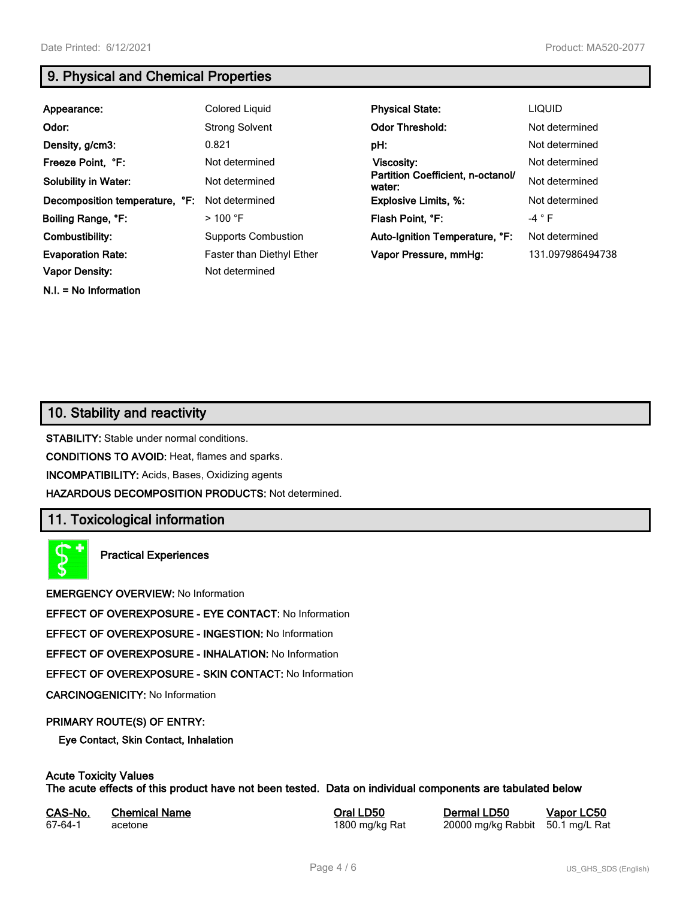## 9. Physical and Chemical Properties

| | | | |
|---|---|---|---|
| **Appearance:** | Colored Liquid | **Physical State:** | LIQUID |
| **Odor:** | Strong Solvent | **Odor Threshold:** | Not determined |
| **Density, g/cm3:** | 0.821 | **pH:** | Not determined |
| **Freeze Point, °F:** | Not determined | **Viscosity:** | Not determined |
| **Solubility in Water:** | Not determined | **Partition Coefficient, n-octanol/ water:** | Not determined |
| **Decomposition temperature, °F:** | Not determined | **Explosive Limits, %:** | Not determined |
| **Boiling Range, °F:** | > 100 °F | **Flash Point, °F:** | -4 ° F |
| **Combustibility:** | Supports Combustion | **Auto-Ignition Temperature, °F:** | Not determined |
| **Evaporation Rate:** | Faster than Diethyl Ether | **Vapor Pressure, mmHg:** | 131.097986494738 |
| **Vapor Density:** | Not determined | | |

**N.I. = No Information**

## 10. Stability and reactivity

**STABILITY:** Stable under normal conditions.

**CONDITIONS TO AVOID:** Heat, flames and sparks.

**INCOMPATIBILITY:** Acids, Bases, Oxidizing agents

**HAZARDOUS DECOMPOSITION PRODUCTS:** Not determined.

## 11. Toxicological information

**Practical Experiences**

**EMERGENCY OVERVIEW:** No Information

**EFFECT OF OVEREXPOSURE - EYE CONTACT:** No Information

**EFFECT OF OVEREXPOSURE - INGESTION:** No Information

**EFFECT OF OVEREXPOSURE - INHALATION:** No Information

**EFFECT OF OVEREXPOSURE - SKIN CONTACT:** No Information

**CARCINOGENICITY:** No Information

**PRIMARY ROUTE(S) OF ENTRY:**

**Eye Contact, Skin Contact, Inhalation**

**Acute Toxicity Values**
**The acute effects of this product have not been tested. Data on individual components are tabulated below**

| CAS-No. | Chemical Name | Oral LD50 | Dermal LD50 | Vapor LC50 |
|---|---|---|---|---|
| 67-64-1 | acetone | 1800 mg/kg Rat | 20000 mg/kg Rabbit | 50.1 mg/L Rat |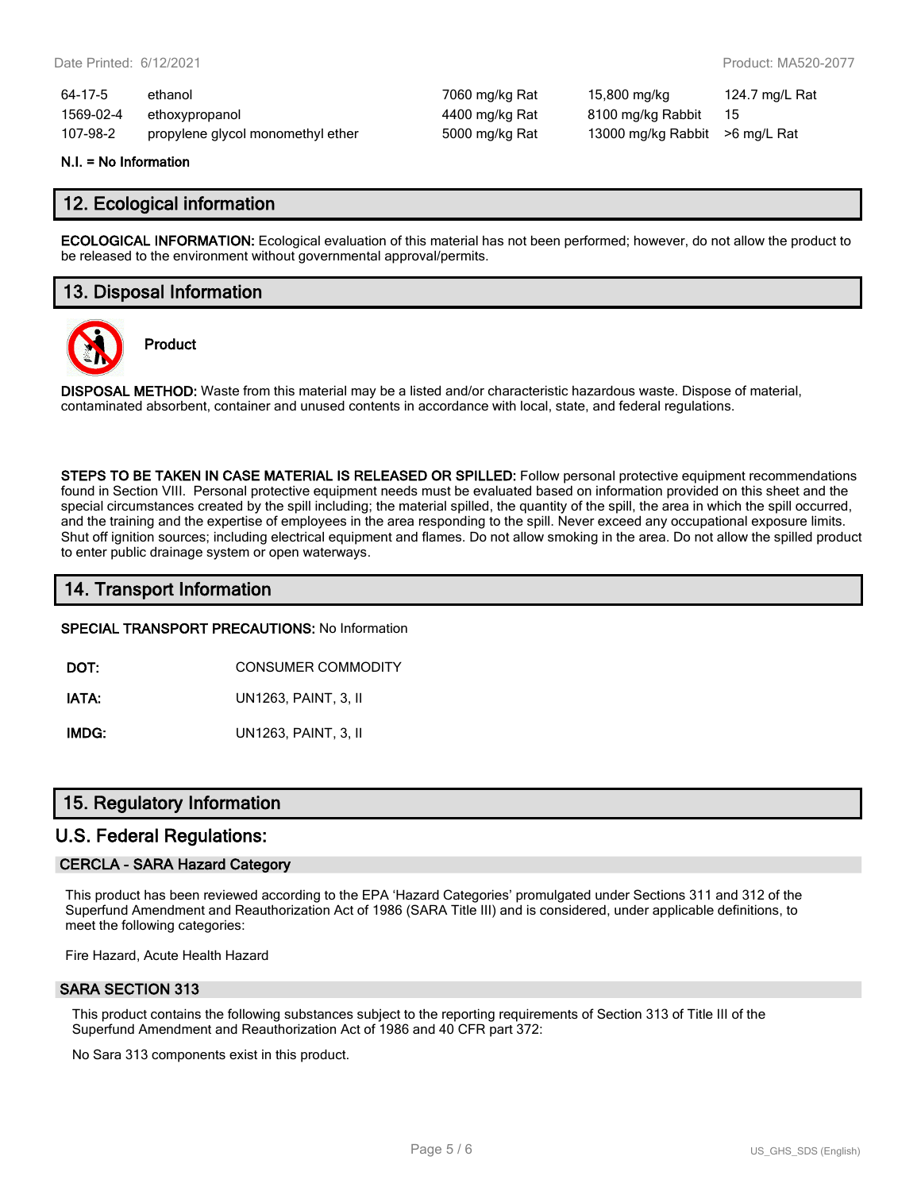| | | | | |
|---|---|---|---|---|
| 64-17-5 | ethanol | 7060 mg/kg Rat | 15,800 mg/kg | 124.7 mg/L Rat |
| 1569-02-4 | ethoxypropanol | 4400 mg/kg Rat | 8100 mg/kg Rabbit | 15 |
| 107-98-2 | propylene glycol monomethyl ether | 5000 mg/kg Rat | 13000 mg/kg Rabbit | >6 mg/L Rat |

**N.I. = No Information**

## 12. Ecological information

**ECOLOGICAL INFORMATION:** Ecological evaluation of this material has not been performed; however, do not allow the product to be released to the environment without governmental approval/permits.

## 13. Disposal Information

**Product**

**DISPOSAL METHOD:** Waste from this material may be a listed and/or characteristic hazardous waste. Dispose of material, contaminated absorbent, container and unused contents in accordance with local, state, and federal regulations.

**STEPS TO BE TAKEN IN CASE MATERIAL IS RELEASED OR SPILLED:** Follow personal protective equipment recommendations found in Section VIII. Personal protective equipment needs must be evaluated based on information provided on this sheet and the special circumstances created by the spill including; the material spilled, the quantity of the spill, the area in which the spill occurred, and the training and the expertise of employees in the area responding to the spill. Never exceed any occupational exposure limits. Shut off ignition sources; including electrical equipment and flames. Do not allow smoking in the area. Do not allow the spilled product to enter public drainage system or open waterways.

## 14. Transport Information

**SPECIAL TRANSPORT PRECAUTIONS:** No Information

| | |
|---|---|
| **DOT:** | CONSUMER COMMODITY |
| **IATA:** | UN1263, PAINT, 3, II |
| **IMDG:** | UN1263, PAINT, 3, II |

## 15. Regulatory Information

## U.S. Federal Regulations:

### CERCLA - SARA Hazard Category

This product has been reviewed according to the EPA 'Hazard Categories' promulgated under Sections 311 and 312 of the Superfund Amendment and Reauthorization Act of 1986 (SARA Title III) and is considered, under applicable definitions, to meet the following categories:

Fire Hazard, Acute Health Hazard

### SARA SECTION 313

This product contains the following substances subject to the reporting requirements of Section 313 of Title III of the Superfund Amendment and Reauthorization Act of 1986 and 40 CFR part 372:

No Sara 313 components exist in this product.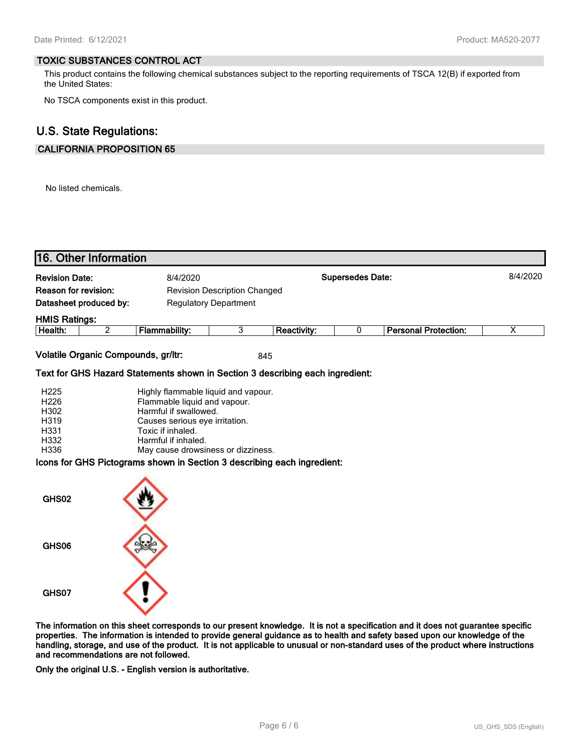## TOXIC SUBSTANCES CONTROL ACT

This product contains the following chemical substances subject to the reporting requirements of TSCA 12(B) if exported from the United States:

No TSCA components exist in this product.

## U.S. State Regulations:

### CALIFORNIA PROPOSITION 65

No listed chemicals.

## 16. Other Information

| | | | |
|---|---|---|---|
| **Revision Date:** | 8/4/2020 | **Supersedes Date:** | 8/4/2020 |
| **Reason for revision:** | Revision Description Changed | | |
| **Datasheet produced by:** | Regulatory Department | | |

**HMIS Ratings:**

| | | | | | | | |
|---|---|---|---|---|---|---|---|
| **Health:** | 2 | **Flammability:** | 3 | **Reactivity:** | 0 | **Personal Protection:** | X |

**Volatile Organic Compounds, gr/ltr:** 845

**Text for GHS Hazard Statements shown in Section 3 describing each ingredient:**

| | |
|---|---|
| H225 | Highly flammable liquid and vapour. |
| H226 | Flammable liquid and vapour. |
| H302 | Harmful if swallowed. |
| H319 | Causes serious eye irritation. |
| H331 | Toxic if inhaled. |
| H332 | Harmful if inhaled. |
| H336 | May cause drowsiness or dizziness. |

**Icons for GHS Pictograms shown in Section 3 describing each ingredient:**

GHS02

GHS06

GHS07

**The information on this sheet corresponds to our present knowledge. It is not a specification and it does not guarantee specific properties. The information is intended to provide general guidance as to health and safety based upon our knowledge of the handling, storage, and use of the product. It is not applicable to unusual or non-standard uses of the product where instructions and recommendations are not followed.**

**Only the original U.S. - English version is authoritative.**